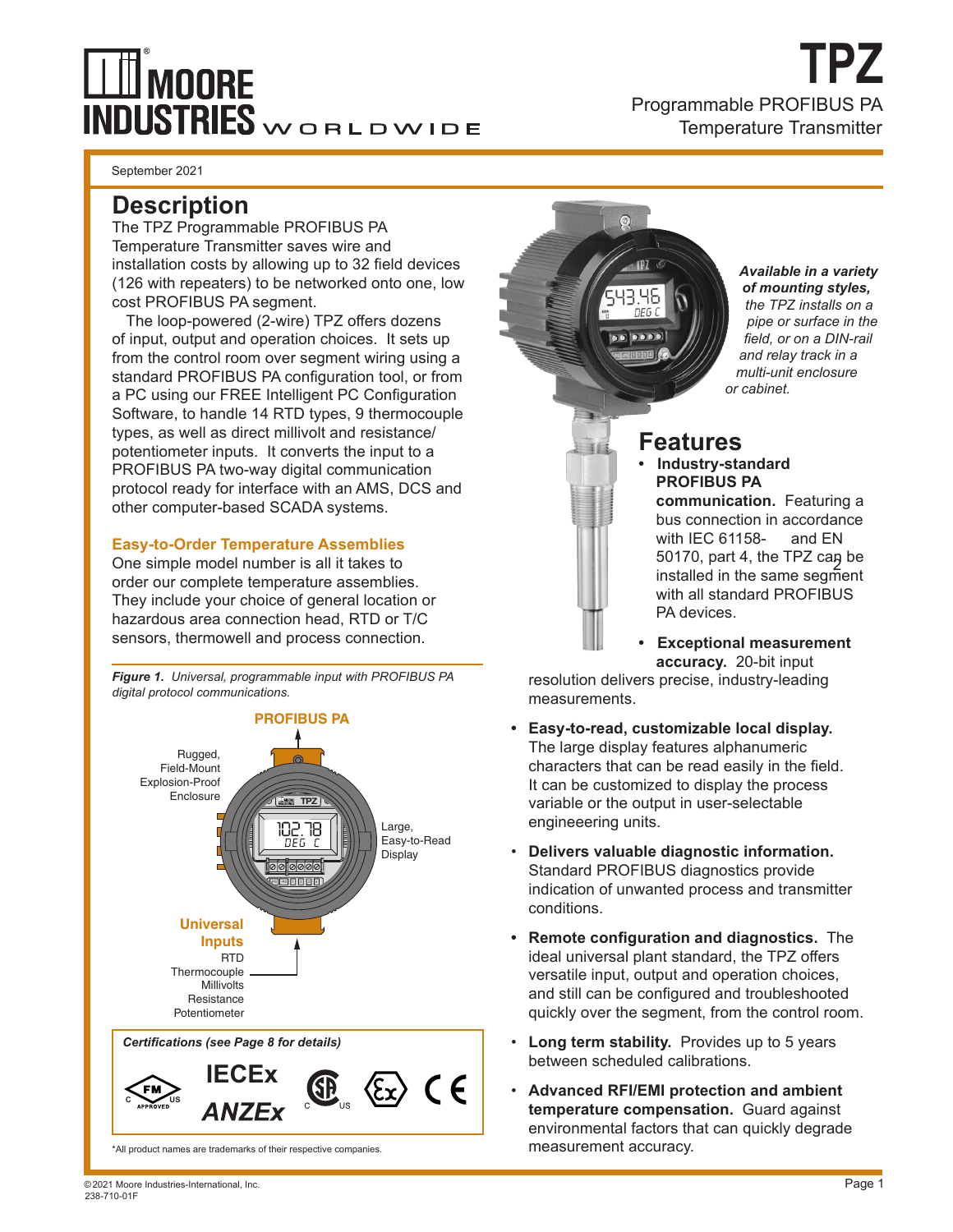# TPZ

Programmable PROFIBUS PA Temperature Transmitter

September 2021

## Description

The TPZ Programmable PROFIBUS PA Temperature Transmitter saves wire and installation costs by allowing up to 32 field devices (126 with repeaters) to be networked onto one, low cost PROFIBUS PA segment.

The loop-powered (2-wire) TPZ offers dozens of input, output and operation choices. It sets up from the control room over segment wiring using a standard PROFIBUS PA configuration tool, or from a PC using our FREE Intelligent PC Configuration Software, to handle 14 RTD types, 9 thermocouple types, as well as direct millivolt and resistance/potentiometer inputs. It converts the input to a PROFIBUS PA two-way digital communication protocol ready for interface with an AMS, DCS and other computer-based SCADA systems.

### Easy-to-Order Temperature Assemblies

One simple model number is all it takes to order our complete temperature assemblies. They include your choice of general location or hazardous area connection head, RTD or T/C sensors, thermowell and process connection.

*Figure 1. Universal, programmable input with PROFIBUS PA digital protocol communications.*

**PROFIBUS PA**

Rugged, Field-Mount Explosion-Proof Enclosure

Large, Easy-to-Read Display

**Universal Inputs**
RTD
Thermocouple
Millivolts
Resistance
Potentiometer

*Certifications (see Page 8 for details)*

IECEx
ANZEx

*All product names are trademarks of their respective companies.

***Available in a variety of mounting styles,*** *the TPZ installs on a pipe or surface in the field, or on a DIN-rail and relay track in a multi-unit enclosure or cabinet.*

## Features

- **Industry-standard PROFIBUS PA communication.** Featuring a bus connection in accordance with IEC 61158-2 and EN 50170, part 4, the TPZ can be installed in the same segment with all standard PROFIBUS PA devices.
- **Exceptional measurement accuracy.** 20-bit input resolution delivers precise, industry-leading measurements.
- **Easy-to-read, customizable local display.** The large display features alphanumeric characters that can be read easily in the field. It can be customized to display the process variable or the output in user-selectable engineeering units.
- **Delivers valuable diagnostic information.** Standard PROFIBUS diagnostics provide indication of unwanted process and transmitter conditions.
- **Remote configuration and diagnostics.** The ideal universal plant standard, the TPZ offers versatile input, output and operation choices, and still can be configured and troubleshooted quickly over the segment, from the control room.
- **Long term stability.** Provides up to 5 years between scheduled calibrations.
- **Advanced RFI/EMI protection and ambient temperature compensation.** Guard against environmental factors that can quickly degrade measurement accuracy.

©2021 Moore Industries-International, Inc.
238-710-01F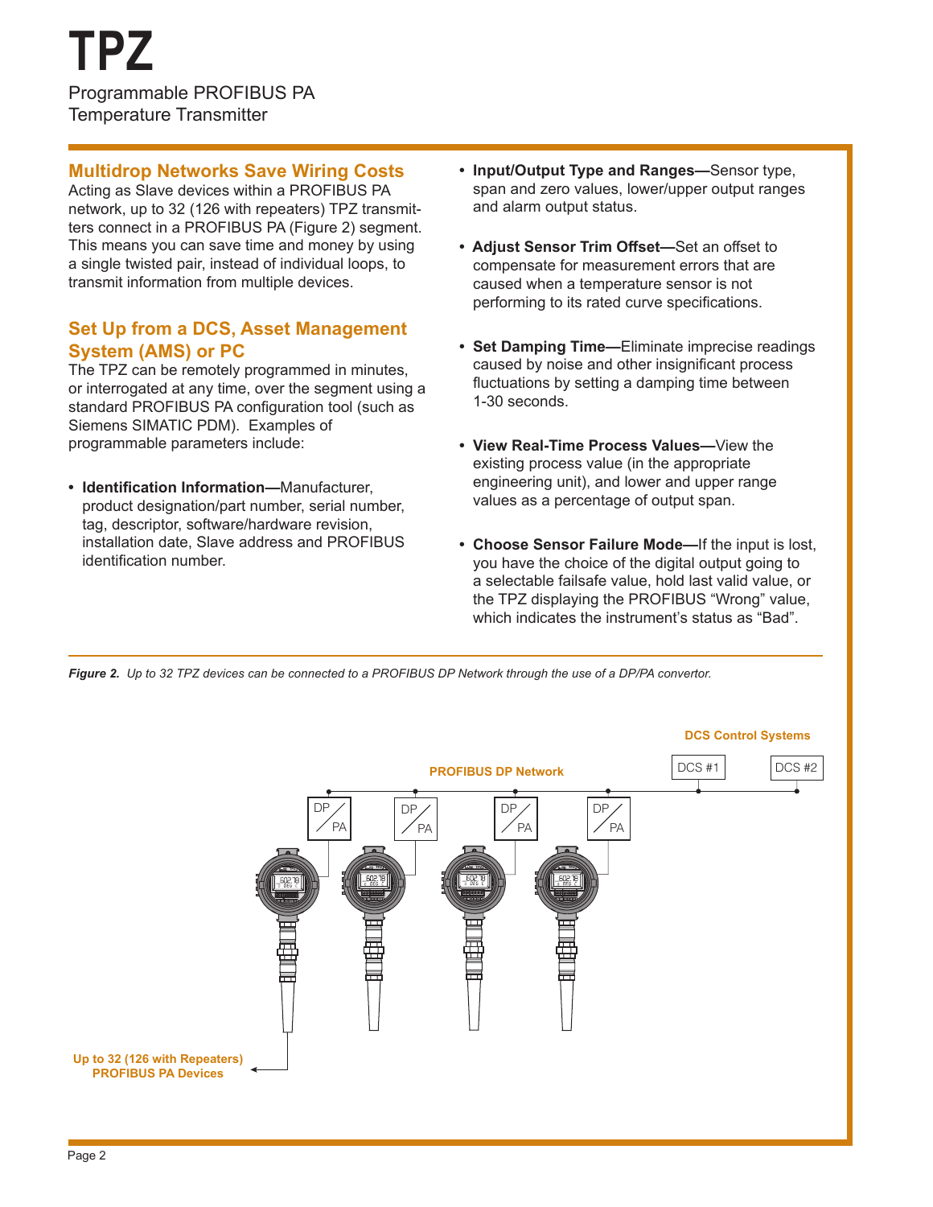# TPZ

Programmable PROFIBUS PA Temperature Transmitter

## Multidrop Networks Save Wiring Costs

Acting as Slave devices within a PROFIBUS PA network, up to 32 (126 with repeaters) TPZ transmitters connect in a PROFIBUS PA (Figure 2) segment. This means you can save time and money by using a single twisted pair, instead of individual loops, to transmit information from multiple devices.

## Set Up from a DCS, Asset Management System (AMS) or PC

The TPZ can be remotely programmed in minutes, or interrogated at any time, over the segment using a standard PROFIBUS PA configuration tool (such as Siemens SIMATIC PDM). Examples of programmable parameters include:

- **Identification Information—**Manufacturer, product designation/part number, serial number, tag, descriptor, software/hardware revision, installation date, Slave address and PROFIBUS identification number.
- **Input/Output Type and Ranges—**Sensor type, span and zero values, lower/upper output ranges and alarm output status.
- **Adjust Sensor Trim Offset—**Set an offset to compensate for measurement errors that are caused when a temperature sensor is not performing to its rated curve specifications.
- **Set Damping Time—**Eliminate imprecise readings caused by noise and other insignificant process fluctuations by setting a damping time between 1-30 seconds.
- **View Real-Time Process Values—**View the existing process value (in the appropriate engineering unit), and lower and upper range values as a percentage of output span.
- **Choose Sensor Failure Mode—**If the input is lost, you have the choice of the digital output going to a selectable failsafe value, hold last valid value, or the TPZ displaying the PROFIBUS "Wrong" value, which indicates the instrument's status as "Bad".

***Figure 2.*** *Up to 32 TPZ devices can be connected to a PROFIBUS DP Network through the use of a DP/PA convertor.*

DCS Control Systems

DCS #1 DCS #2

PROFIBUS DP Network

DP/PA DP/PA DP/PA DP/PA

Up to 32 (126 with Repeaters) PROFIBUS PA Devices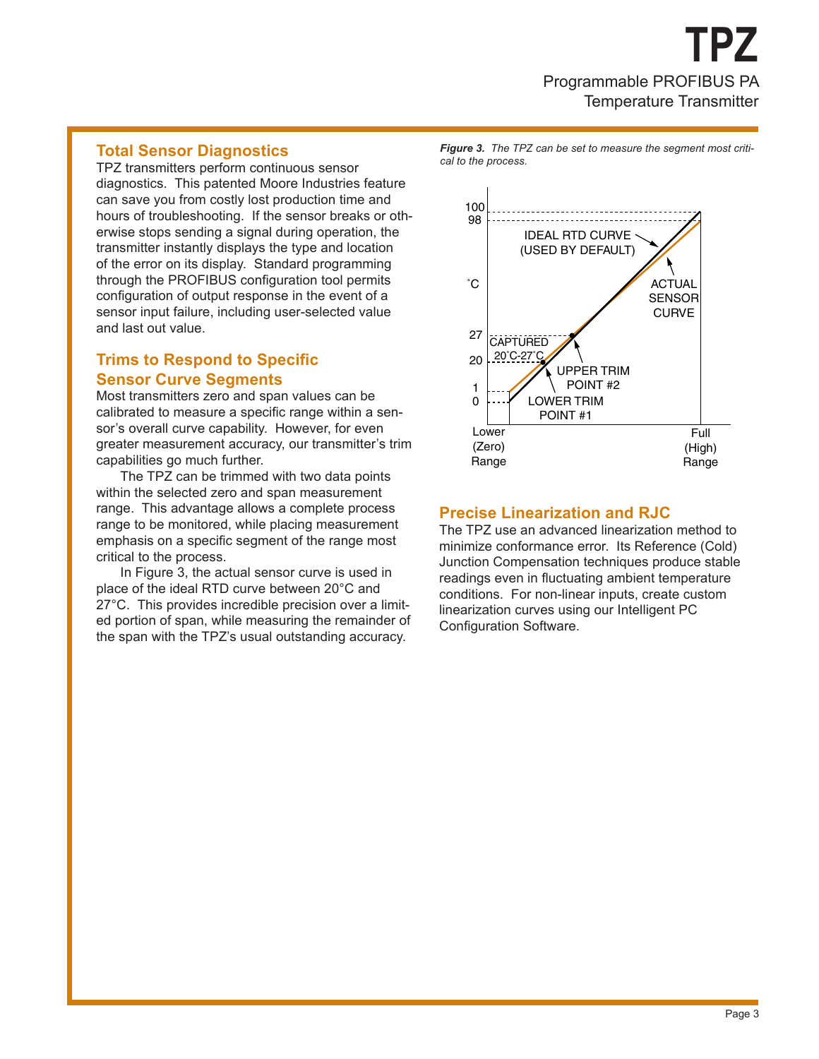## Total Sensor Diagnostics

TPZ transmitters perform continuous sensor diagnostics. This patented Moore Industries feature can save you from costly lost production time and hours of troubleshooting. If the sensor breaks or otherwise stops sending a signal during operation, the transmitter instantly displays the type and location of the error on its display. Standard programming through the PROFIBUS configuration tool permits configuration of output response in the event of a sensor input failure, including user-selected value and last out value.

## Trims to Respond to Specific Sensor Curve Segments

Most transmitters zero and span values can be calibrated to measure a specific range within a sensor's overall curve capability. However, for even greater measurement accuracy, our transmitter's trim capabilities go much further.

The TPZ can be trimmed with two data points within the selected zero and span measurement range. This advantage allows a complete process range to be monitored, while placing measurement emphasis on a specific segment of the range most critical to the process.

In Figure 3, the actual sensor curve is used in place of the ideal RTD curve between 20°C and 27°C. This provides incredible precision over a limited portion of span, while measuring the remainder of the span with the TPZ's usual outstanding accuracy.

***Figure 3.*** *The TPZ can be set to measure the segment most critical to the process.*

## Precise Linearization and RJC

The TPZ use an advanced linearization method to minimize conformance error. Its Reference (Cold) Junction Compensation techniques produce stable readings even in fluctuating ambient temperature conditions. For non-linear inputs, create custom linearization curves using our Intelligent PC Configuration Software.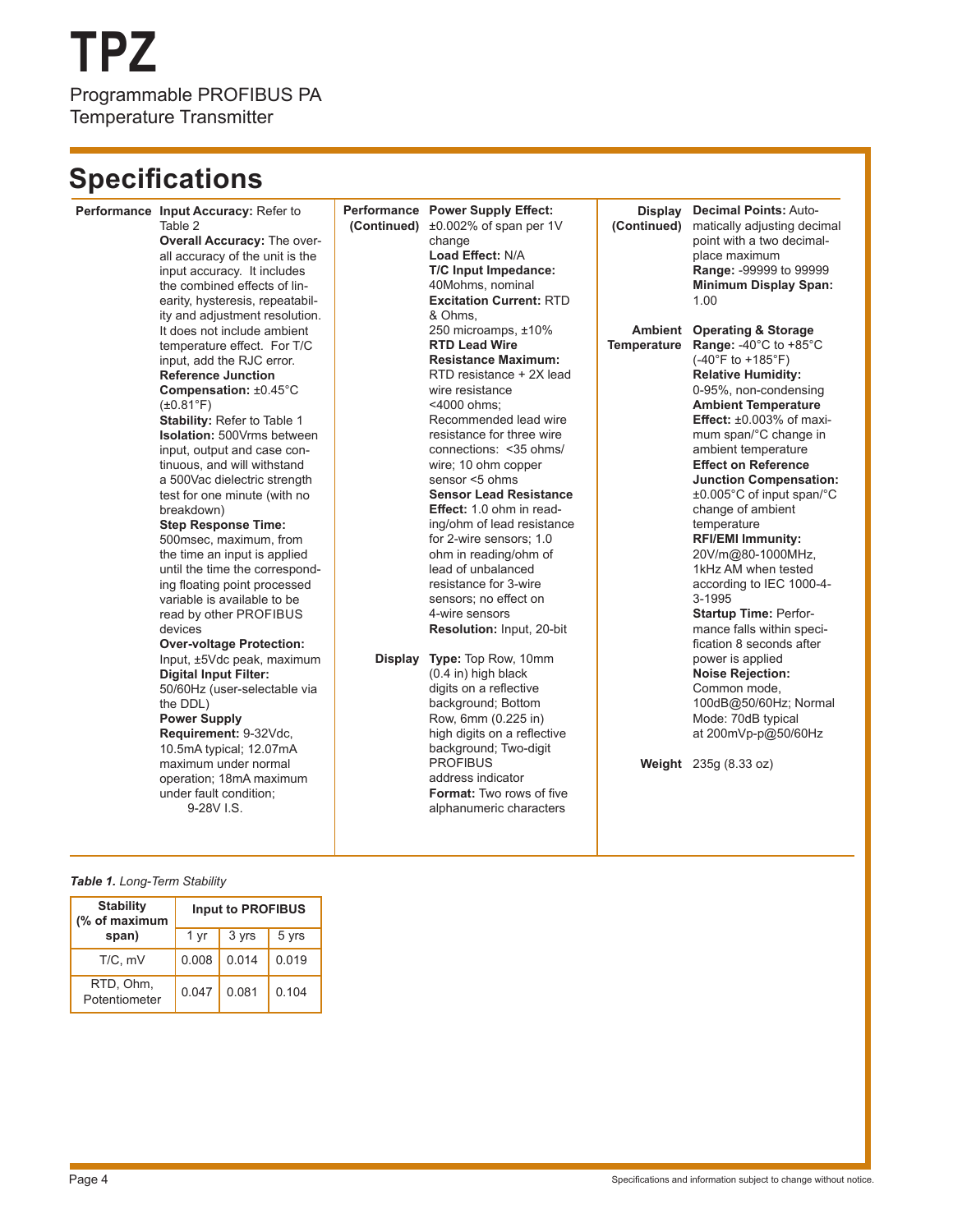# TPZ

Programmable PROFIBUS PA Temperature Transmitter

## Specifications

### Performance

**Input Accuracy:** Refer to Table 2

**Overall Accuracy:** The overall accuracy of the unit is the input accuracy. It includes the combined effects of linearity, hysteresis, repeatability and adjustment resolution. It does not include ambient temperature effect. For T/C input, add the RJC error.

**Reference Junction Compensation:** ±0.45°C (±0.81°F)

**Stability:** Refer to Table 1

**Isolation:** 500Vrms between input, output and case continuous, and will withstand a 500Vac dielectric strength test for one minute (with no breakdown)

**Step Response Time:** 500msec, maximum, from the time an input is applied until the time the corresponding floating point processed variable is available to be read by other PROFIBUS devices

**Over-voltage Protection:** Input, ±5Vdc peak, maximum

**Digital Input Filter:** 50/60Hz (user-selectable via the DDL)

**Power Supply Requirement:** 9-32Vdc, 10.5mA typical; 12.07mA maximum under normal operation; 18mA maximum under fault condition; 9-28V I.S.

### Performance (Continued)

**Power Supply Effect:** ±0.002% of span per 1V change

**Load Effect:** N/A

**T/C Input Impedance:** 40Mohms, nominal

**Excitation Current:** RTD & Ohms, 250 microamps, ±10%

**RTD Lead Wire Resistance Maximum:** RTD resistance + 2X lead wire resistance <4000 ohms; Recommended lead wire resistance for three wire connections: <35 ohms/wire; 10 ohm copper sensor <5 ohms

**Sensor Lead Resistance Effect:** 1.0 ohm in reading/ohm of lead resistance for 2-wire sensors; 1.0 ohm in reading/ohm of lead of unbalanced resistance for 3-wire sensors; no effect on 4-wire sensors

**Resolution:** Input, 20-bit

### Display

**Type:** Top Row, 10mm (0.4 in) high black digits on a reflective background; Bottom Row, 6mm (0.225 in) high digits on a reflective background; Two-digit PROFIBUS address indicator

**Format:** Two rows of five alphanumeric characters

### Display (Continued)

**Decimal Points:** Automatically adjusting decimal point with a two decimal-place maximum

**Range:** -99999 to 99999

**Minimum Display Span:** 1.00

### Ambient Temperature

**Operating & Storage Range:** -40°C to +85°C (-40°F to +185°F)

**Relative Humidity:** 0-95%, non-condensing

**Ambient Temperature Effect:** ±0.003% of maximum span/°C change in ambient temperature

**Effect on Reference Junction Compensation:** ±0.005°C of input span/°C change of ambient temperature

**RFI/EMI Immunity:** 20V/m@80-1000MHz, 1kHz AM when tested according to IEC 1000-4-3-1995

**Startup Time:** Performance falls within specification 8 seconds after power is applied

**Noise Rejection:** Common mode, 100dB@50/60Hz; Normal Mode: 70dB typical at 200mVp-p@50/60Hz

### Weight

235g (8.33 oz)

***Table 1.*** *Long-Term Stability*

| Stability (% of maximum span) | Input to PROFIBUS | | |
|---|---|---|---|
| | 1 yr | 3 yrs | 5 yrs |
| T/C, mV | 0.008 | 0.014 | 0.019 |
| RTD, Ohm, Potentiometer | 0.047 | 0.081 | 0.104 |

Specifications and information subject to change without notice.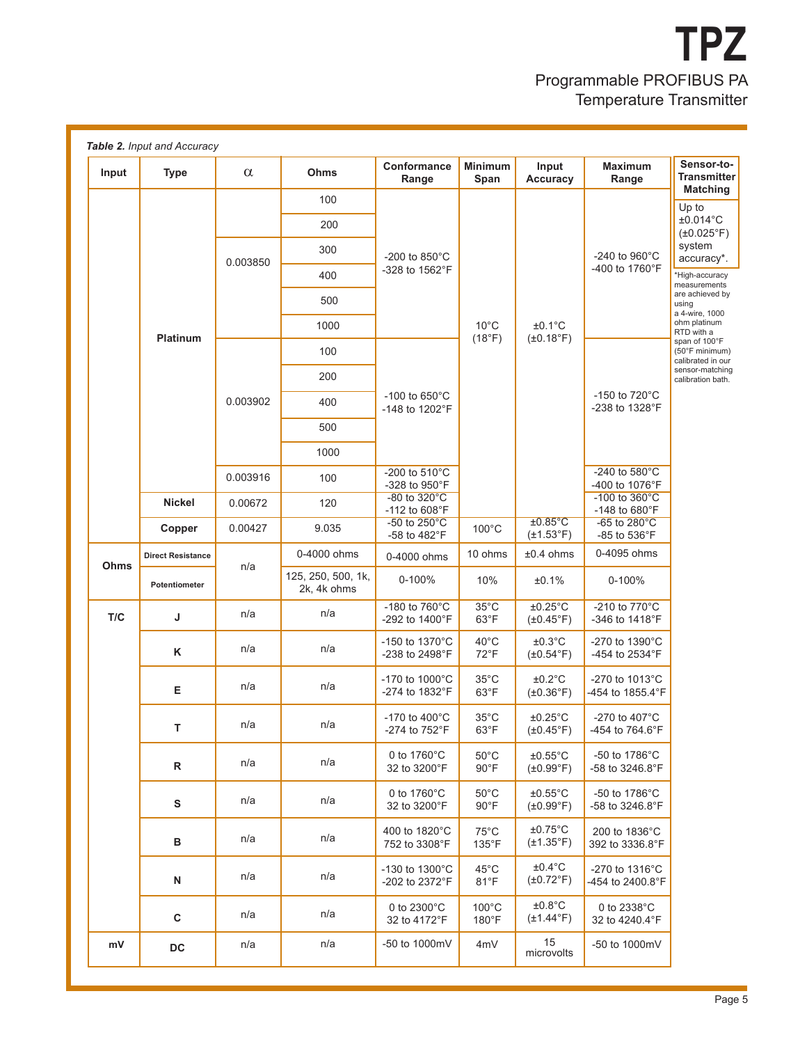# TPZ

Programmable PROFIBUS PA Temperature Transmitter

***Table 2.*** *Input and Accuracy*

| Input | Type | α | Ohms | Conformance Range | Minimum Span | Input Accuracy | Maximum Range |
|---|---|---|---|---|---|---|---|
| | Platinum | 0.003850 | 100 | -200 to 850°C -328 to 1562°F | 10°C (18°F) | ±0.1°C (±0.18°F) | -240 to 960°C -400 to 1760°F |
| | | | 200 | | | | |
| | | | 300 | | | | |
| | | | 400 | | | | |
| | | | 500 | | | | |
| | | | 1000 | | | | |
| | | 0.003902 | 100 | -100 to 650°C -148 to 1202°F | | | -150 to 720°C -238 to 1328°F |
| | | | 200 | | | | |
| | | | 400 | | | | |
| | | | 500 | | | | |
| | | | 1000 | | | | |
| | | 0.003916 | 100 | -200 to 510°C -328 to 950°F | | | -240 to 580°C -400 to 1076°F |
| | Nickel | 0.00672 | 120 | -80 to 320°C -112 to 608°F | | | -100 to 360°C -148 to 680°F |
| | Copper | 0.00427 | 9.035 | -50 to 250°C -58 to 482°F | 100°C | ±0.85°C (±1.53°F) | -65 to 280°C -85 to 536°F |
| Ohms | Direct Resistance | n/a | 0-4000 ohms | 0-4000 ohms | 10 ohms | ±0.4 ohms | 0-4095 ohms |
| | Potentiometer | | 125, 250, 500, 1k, 2k, 4k ohms | 0-100% | 10% | ±0.1% | 0-100% |
| T/C | J | n/a | n/a | -180 to 760°C -292 to 1400°F | 35°C 63°F | ±0.25°C (±0.45°F) | -210 to 770°C -346 to 1418°F |
| | K | n/a | n/a | -150 to 1370°C -238 to 2498°F | 40°C 72°F | ±0.3°C (±0.54°F) | -270 to 1390°C -454 to 2534°F |
| | E | n/a | n/a | -170 to 1000°C -274 to 1832°F | 35°C 63°F | ±0.2°C (±0.36°F) | -270 to 1013°C -454 to 1855.4°F |
| | T | n/a | n/a | -170 to 400°C -274 to 752°F | 35°C 63°F | ±0.25°C (±0.45°F) | -270 to 407°C -454 to 764.6°F |
| | R | n/a | n/a | 0 to 1760°C 32 to 3200°F | 50°C 90°F | ±0.55°C (±0.99°F) | -50 to 1786°C -58 to 3246.8°F |
| | S | n/a | n/a | 0 to 1760°C 32 to 3200°F | 50°C 90°F | ±0.55°C (±0.99°F) | -50 to 1786°C -58 to 3246.8°F |
| | B | n/a | n/a | 400 to 1820°C 752 to 3308°F | 75°C 135°F | ±0.75°C (±1.35°F) | 200 to 1836°C 392 to 3336.8°F |
| | N | n/a | n/a | -130 to 1300°C -202 to 2372°F | 45°C 81°F | ±0.4°C (±0.72°F) | -270 to 1316°C -454 to 2400.8°F |
| | C | n/a | n/a | 0 to 2300°C 32 to 4172°F | 100°C 180°F | ±0.8°C (±1.44°F) | 0 to 2338°C 32 to 4240.4°F |
| mV | DC | n/a | n/a | -50 to 1000mV | 4mV | 15 microvolts | -50 to 1000mV |

| Sensor-to-Transmitter Matching |
|---|
| Up to ±0.014°C (±0.025°F) system accuracy*. |

*High-accuracy measurements are achieved by using a 4-wire, 1000 ohm platinum RTD with a span of 100°F (50°F minimum) calibrated in our sensor-matching calibration bath.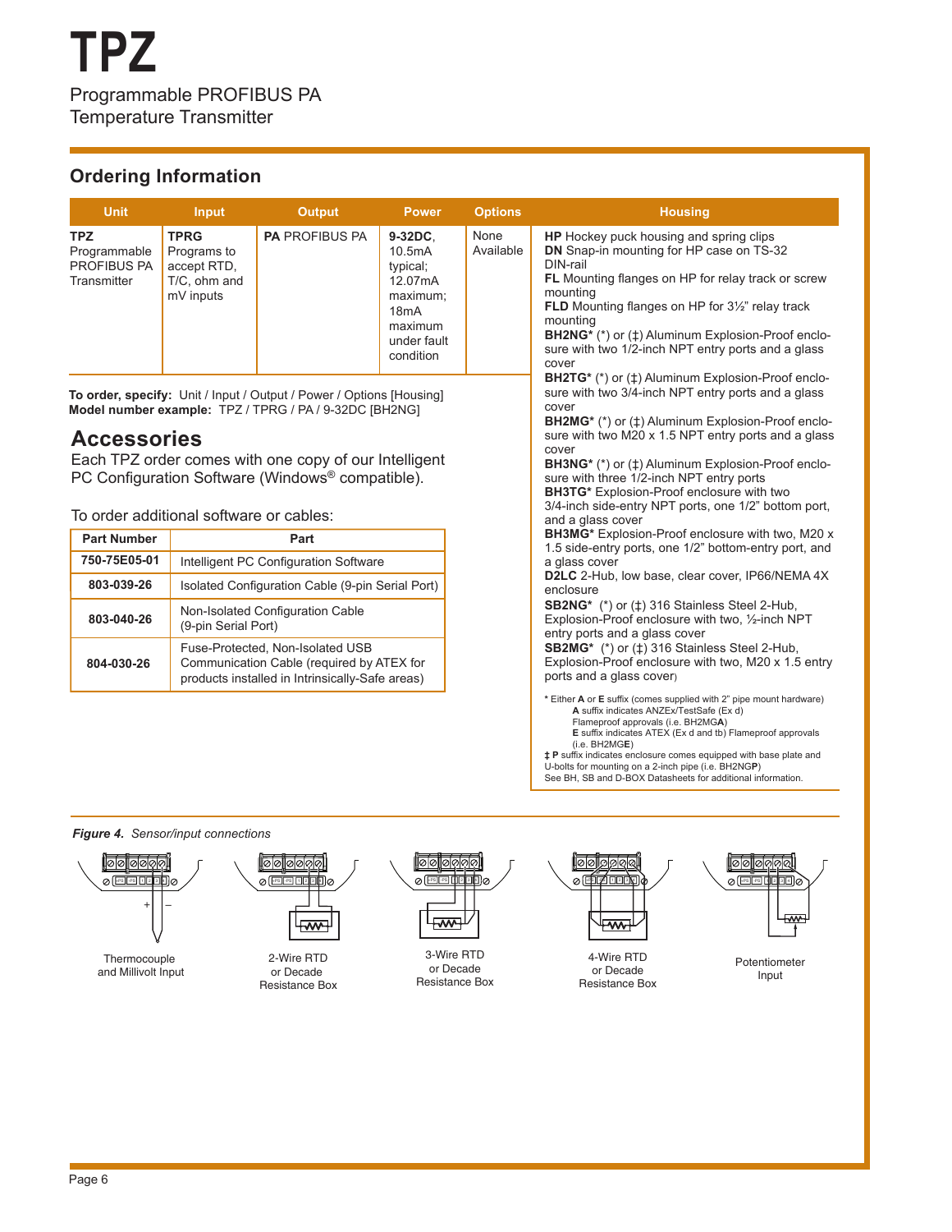# TPZ

Programmable PROFIBUS PA Temperature Transmitter

## Ordering Information

| Unit | Input | Output | Power | Options | Housing |
|---|---|---|---|---|---|
| **TPZ** Programmable PROFIBUS PA Transmitter | **TPRG** Programs to accept RTD, T/C, ohm and mV inputs | **PA** PROFIBUS PA | **9-32DC**, 10.5mA typical; 12.07mA maximum; 18mA maximum under fault condition | None Available | **HP** Hockey puck housing and spring clips<br>**DN** Snap-in mounting for HP case on TS-32 DIN-rail<br>**FL** Mounting flanges on HP for relay track or screw mounting<br>**FLD** Mounting flanges on HP for 3½" relay track mounting<br>**BH2NG*** (*) or (‡) Aluminum Explosion-Proof enclosure with two 1/2-inch NPT entry ports and a glass cover<br>**BH2TG*** (*) or (‡) Aluminum Explosion-Proof enclosure with two 3/4-inch NPT entry ports and a glass cover<br>**BH2MG*** (*) or (‡) Aluminum Explosion-Proof enclosure with two M20 x 1.5 NPT entry ports and a glass cover<br>**BH3NG*** (*) or (‡) Aluminum Explosion-Proof enclosure with three 1/2-inch NPT entry ports<br>**BH3TG*** Explosion-Proof enclosure with two 3/4-inch side-entry NPT ports, one 1/2" bottom port, and a glass cover<br>**BH3MG*** Explosion-Proof enclosure with two, M20 x 1.5 side-entry ports, one 1/2" bottom-entry port, and a glass cover<br>**D2LC** 2-Hub, low base, clear cover, IP66/NEMA 4X enclosure<br>**SB2NG*** (*) or (‡) 316 Stainless Steel 2-Hub, Explosion-Proof enclosure with two, ½-inch NPT entry ports and a glass cover<br>**SB2MG*** (*) or (‡) 316 Stainless Steel 2-Hub, Explosion-Proof enclosure with two, M20 x 1.5 entry ports and a glass cover) |

\* Either **A** or **E** suffix (comes supplied with 2" pipe mount hardware)
**A** suffix indicates ANZEx/TestSafe (Ex d) Flameproof approvals (i.e. BH2MG**A**)
**E** suffix indicates ATEX (Ex d and tb) Flameproof approvals (i.e. BH2MG**E**)
**‡ P** suffix indicates enclosure comes equipped with base plate and U-bolts for mounting on a 2-inch pipe (i.e. BH2NG**P**)
See BH, SB and D-BOX Datasheets for additional information.

**To order, specify:** Unit / Input / Output / Power / Options [Housing]
**Model number example:** TPZ / TPRG / PA / 9-32DC [BH2NG]

## Accessories

Each TPZ order comes with one copy of our Intelligent PC Configuration Software (Windows® compatible).

To order additional software or cables:

| Part Number | Part |
|---|---|
| **750-75E05-01** | Intelligent PC Configuration Software |
| **803-039-26** | Isolated Configuration Cable (9-pin Serial Port) |
| **803-040-26** | Non-Isolated Configuration Cable (9-pin Serial Port) |
| **804-030-26** | Fuse-Protected, Non-Isolated USB Communication Cable (required by ATEX for products installed in Intrinsically-Safe areas) |

***Figure 4.*** *Sensor/input connections*

Thermocouple and Millivolt Input

2-Wire RTD or Decade Resistance Box

3-Wire RTD or Decade Resistance Box

4-Wire RTD or Decade Resistance Box

Potentiometer Input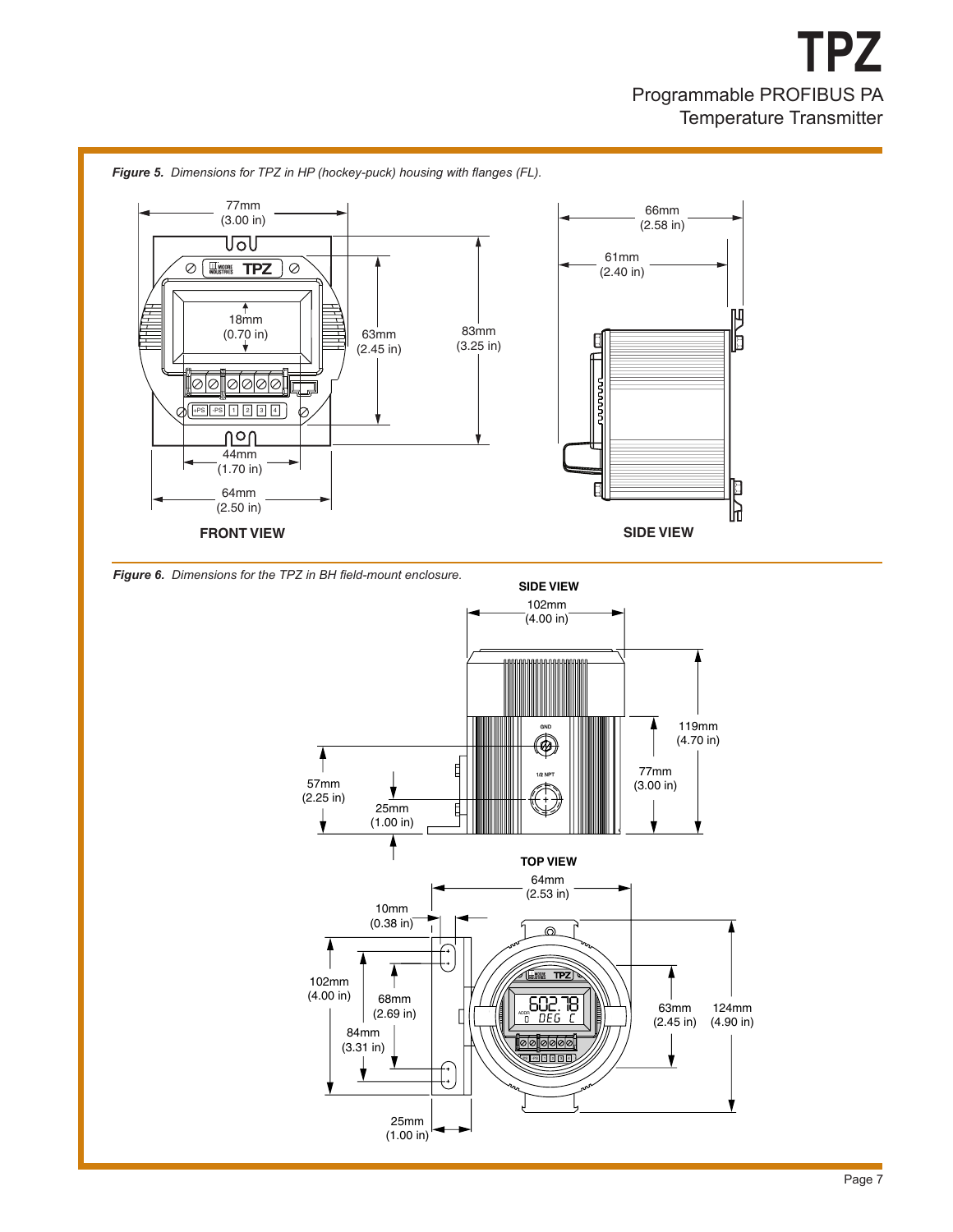*Figure 5. Dimensions for TPZ in HP (hockey-puck) housing with flanges (FL).*

**FRONT VIEW**

**SIDE VIEW**

*Figure 6. Dimensions for the TPZ in BH field-mount enclosure.*

**SIDE VIEW**

**TOP VIEW**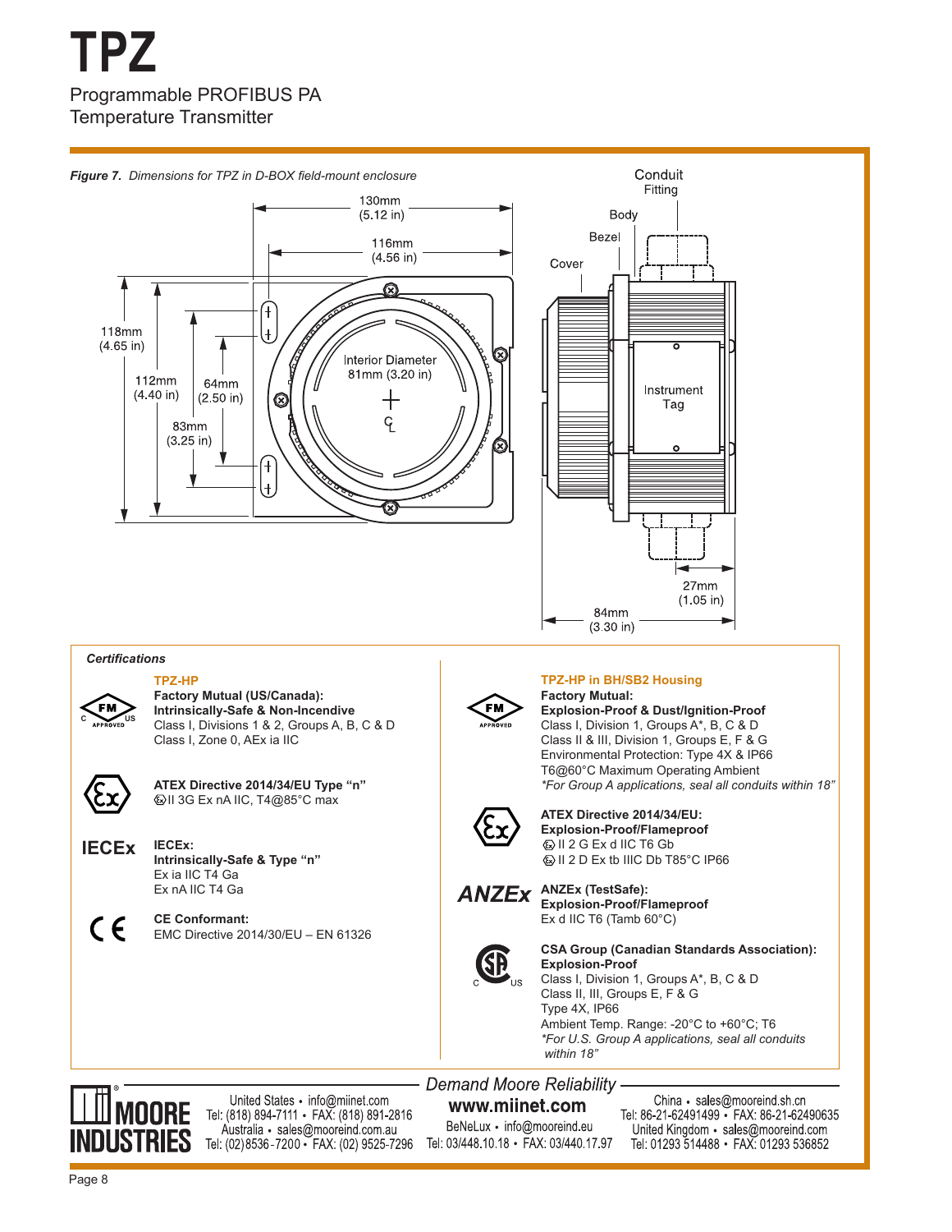# TPZ

Programmable PROFIBUS PA
Temperature Transmitter

*Figure 7. Dimensions for TPZ in D-BOX field-mount enclosure*

130mm (5.12 in)
116mm (4.56 in)
118mm (4.65 in)
112mm (4.40 in)
64mm (2.50 in)
83mm (3.25 in)
Interior Diameter 81mm (3.20 in)
Conduit Fitting
Body
Bezel
Cover
Instrument Tag
27mm (1.05 in)
84mm (3.30 in)

***Certifications***

**TPZ-HP**

**Factory Mutual (US/Canada):**
**Intrinsically-Safe & Non-Incendive**
Class I, Divisions 1 & 2, Groups A, B, C & D
Class I, Zone 0, AEx ia IIC

**ATEX Directive 2014/34/EU Type "n"**
Ⓔx II 3G Ex nA IIC, T4@85°C max

**IECEx:**
**Intrinsically-Safe & Type "n"**
Ex ia IIC T4 Ga
Ex nA IIC T4 Ga

**CE Conformant:**
EMC Directive 2014/30/EU – EN 61326

**TPZ-HP in BH/SB2 Housing**

**Factory Mutual:**
**Explosion-Proof & Dust/Ignition-Proof**
Class I, Division 1, Groups A*, B, C & D
Class II & III, Division 1, Groups E, F & G
Environmental Protection: Type 4X & IP66
T6@60°C Maximum Operating Ambient
*\*For Group A applications, seal all conduits within 18"*

**ATEX Directive 2014/34/EU:**
**Explosion-Proof/Flameproof**
Ⓔx II 2 G Ex d IIC T6 Gb
Ⓔx II 2 D Ex tb IIIC Db T85°C IP66

**ANZEx (TestSafe):**
**Explosion-Proof/Flameproof**
Ex d IIC T6 (Tamb 60°C)

**CSA Group (Canadian Standards Association):**
**Explosion-Proof**
Class I, Division 1, Groups A*, B, C & D
Class II, III, Groups E, F & G
Type 4X, IP66
Ambient Temp. Range: -20°C to +60°C; T6
*\*For U.S. Group A applications, seal all conduits within 18"*

MOORE INDUSTRIES — *Demand Moore Reliability* — **www.miinet.com**

United States • info@miinet.com
Tel: (818) 894-7111 • FAX: (818) 891-2816
Australia • sales@mooreind.com.au
Tel: (02)8536-7200 • FAX: (02) 9525-7296
BeNeLux • info@mooreind.eu
Tel: 03/448.10.18 • FAX: 03/440.17.97
China • sales@mooreind.sh.cn
Tel: 86-21-62491499 • FAX: 86-21-62490635
United Kingdom • sales@mooreind.com
Tel: 01293 514488 • FAX: 01293 536852